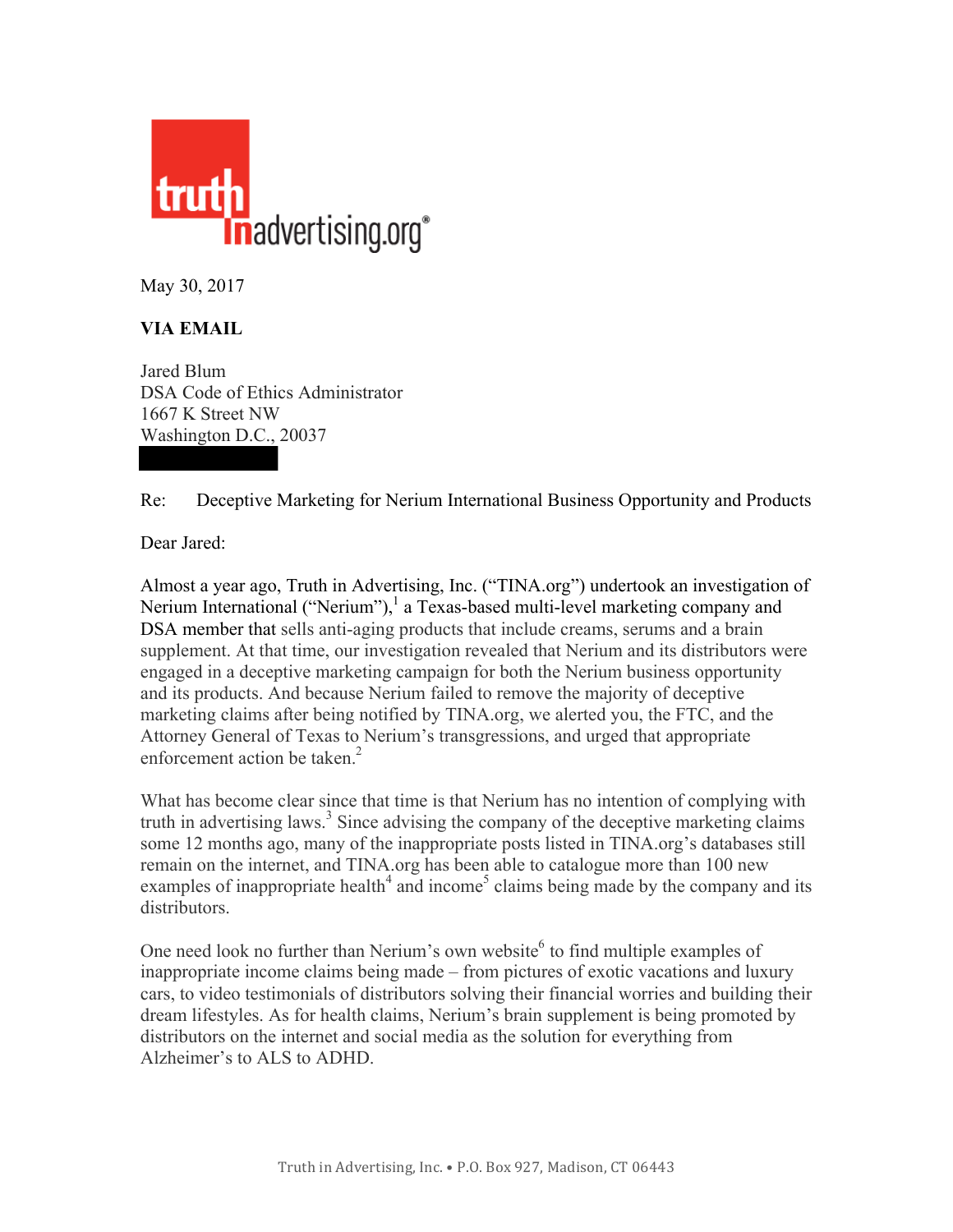truth
In advertising.org®

May 30, 2017

**VIA EMAIL**

Jared Blum
DSA Code of Ethics Administrator
1667 K Street NW
Washington D.C., 20037

Re: Deceptive Marketing for Nerium International Business Opportunity and Products

Dear Jared:

Almost a year ago, Truth in Advertising, Inc. ("TINA.org") undertook an investigation of Nerium International ("Nerium"),[1] a Texas-based multi-level marketing company and DSA member that sells anti-aging products that include creams, serums and a brain supplement. At that time, our investigation revealed that Nerium and its distributors were engaged in a deceptive marketing campaign for both the Nerium business opportunity and its products. And because Nerium failed to remove the majority of deceptive marketing claims after being notified by TINA.org, we alerted you, the FTC, and the Attorney General of Texas to Nerium's transgressions, and urged that appropriate enforcement action be taken.[2]

What has become clear since that time is that Nerium has no intention of complying with truth in advertising laws.[3] Since advising the company of the deceptive marketing claims some 12 months ago, many of the inappropriate posts listed in TINA.org's databases still remain on the internet, and TINA.org has been able to catalogue more than 100 new examples of inappropriate health[4] and income[5] claims being made by the company and its distributors.

One need look no further than Nerium's own website[6] to find multiple examples of inappropriate income claims being made – from pictures of exotic vacations and luxury cars, to video testimonials of distributors solving their financial worries and building their dream lifestyles. As for health claims, Nerium's brain supplement is being promoted by distributors on the internet and social media as the solution for everything from Alzheimer's to ALS to ADHD.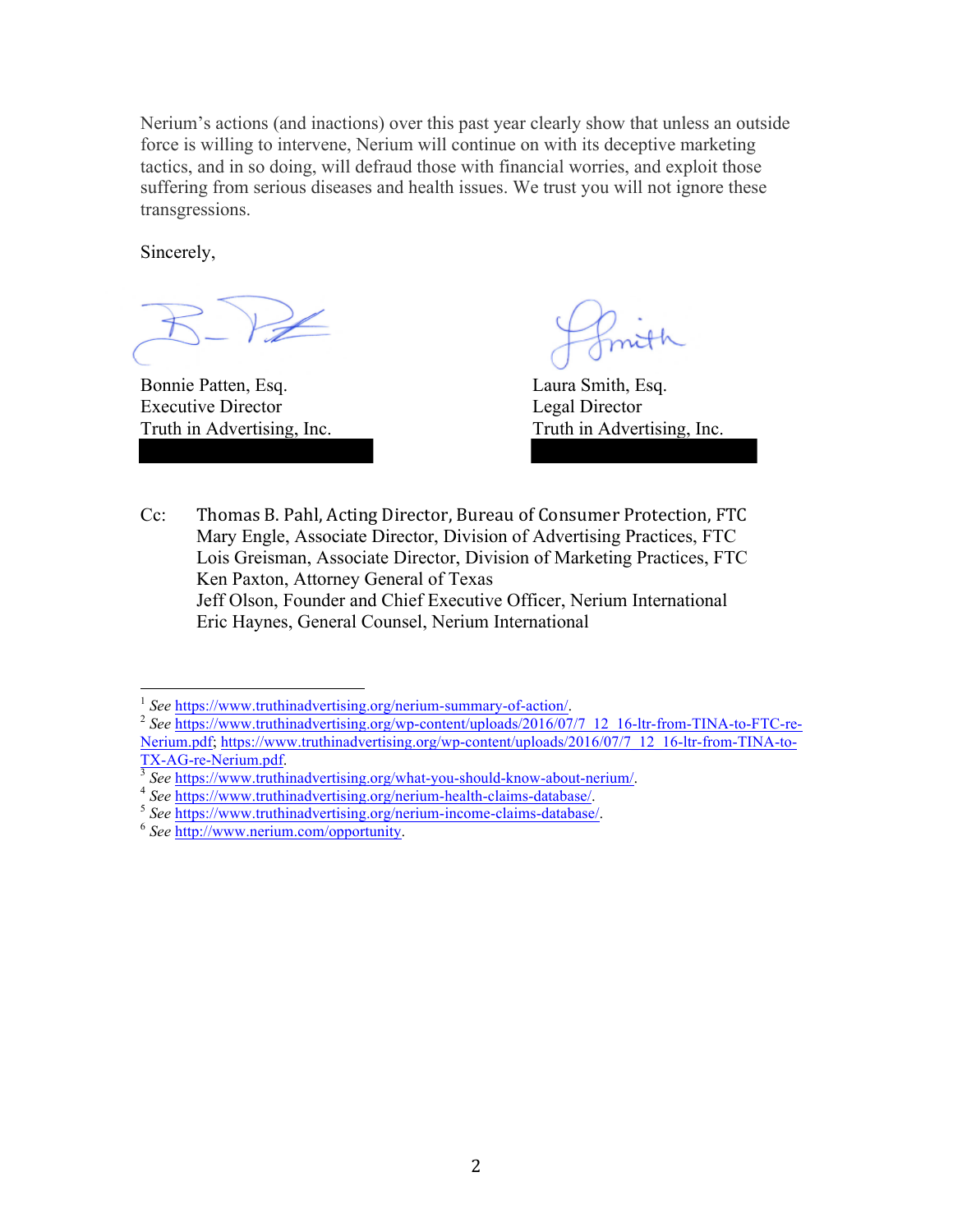Nerium's actions (and inactions) over this past year clearly show that unless an outside force is willing to intervene, Nerium will continue on with its deceptive marketing tactics, and in so doing, will defraud those with financial worries, and exploit those suffering from serious diseases and health issues. We trust you will not ignore these transgressions.

Sincerely,

Bonnie Patten, Esq.
Executive Director
Truth in Advertising, Inc.

Laura Smith, Esq.
Legal Director
Truth in Advertising, Inc.

Cc: Thomas B. Pahl, Acting Director, Bureau of Consumer Protection, FTC
Mary Engle, Associate Director, Division of Advertising Practices, FTC
Lois Greisman, Associate Director, Division of Marketing Practices, FTC
Ken Paxton, Attorney General of Texas
Jeff Olson, Founder and Chief Executive Officer, Nerium International
Eric Haynes, General Counsel, Nerium International

---

[1] *See* https://www.truthinadvertising.org/nerium-summary-of-action/.

[2] *See* https://www.truthinadvertising.org/wp-content/uploads/2016/07/7_12_16-ltr-from-TINA-to-FTC-re-Nerium.pdf; https://www.truthinadvertising.org/wp-content/uploads/2016/07/7_12_16-ltr-from-TINA-to-TX-AG-re-Nerium.pdf.

[3] *See* https://www.truthinadvertising.org/what-you-should-know-about-nerium/.

[4] *See* https://www.truthinadvertising.org/nerium-health-claims-database/.

[5] *See* https://www.truthinadvertising.org/nerium-income-claims-database/.

[6] *See* http://www.nerium.com/opportunity.